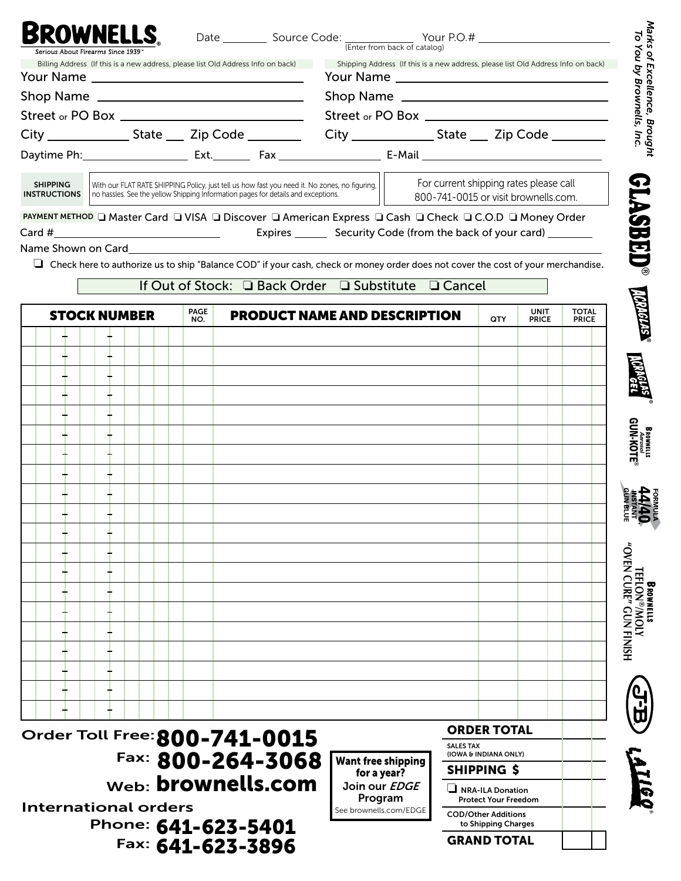# BROWNELLS®

*Serious About Firearms Since 1939™*

Date ________ Source Code: ____________ (Enter from back of catalog) Your P.O.# ____________________

| Billing Address (If this is a new address, please list Old Address Info on back) | Shipping Address (If this is a new address, please list Old Address Info on back) |
|---|---|
| Your Name ____________________ | Your Name ____________________ |
| Shop Name ____________________ | Shop Name ____________________ |
| Street or PO Box ____________________ | Street or PO Box ____________________ |
| City ____________ State ___ Zip Code ________ | City ____________ State ___ Zip Code ________ |

Daytime Ph: ________________ Ext. _______ Fax ________________ E-Mail ____________________

**SHIPPING INSTRUCTIONS** — With our FLAT RATE SHIPPING Policy, just tell us how fast you need it. No zones, no figuring, no hassles. See the yellow Shipping Information pages for details and exceptions.

For current shipping rates please call 800-741-0015 or visit brownells.com.

**PAYMENT METHOD** ❑ Master Card ❑ VISA ❑ Discover ❑ American Express ❑ Cash ❑ Check ❑ C.O.D ❑ Money Order

Card # ____________________ Expires ______ Security Code (from the back of your card) ________

Name Shown on Card ____________________

❑ Check here to authorize us to ship "Balance COD" if your cash, check or money order does not cover the cost of your merchandise.

If Out of Stock: ❑ Back Order ❑ Substitute ❑ Cancel

| STOCK NUMBER | PAGE NO. | PRODUCT NAME AND DESCRIPTION | QTY | UNIT PRICE | TOTAL PRICE |
|---|---|---|---|---|---|
| – – | | | | | |
| – – | | | | | |
| – – | | | | | |
| – – | | | | | |
| – – | | | | | |
| – – | | | | | |
| – – | | | | | |
| – – | | | | | |
| – – | | | | | |
| – – | | | | | |
| – – | | | | | |
| – – | | | | | |
| – – | | | | | |
| – – | | | | | |
| – – | | | | | |
| – – | | | | | |
| – – | | | | | |
| – – | | | | | |
| – – | | | | | |
| – – | | | | | |

| | |
|---|---|
| **ORDER TOTAL** | |
| SALES TAX (IOWA & INDIANA ONLY) | |
| **SHIPPING $** | |
| ❑ NRA-ILA Donation Protect Your Freedom | |
| COD/Other Additions to Shipping Charges | |
| **GRAND TOTAL** | |

**Order Toll Free: 800-741-0015**
**Fax: 800-264-3068**
**Web: brownells.com**

**International orders**
**Phone: 641-623-5401**
**Fax: 641-623-3896**

**Want free shipping for a year? Join our *EDGE* Program**
See brownells.com/EDGE

*Marks of Excellence, Brought To You by Brownells, Inc.*

GLASBED® · ACRAGLAS® · ACRAGLAS GEL® · BROWNELLS Aerosol GUN-KOTE® · FORMULA 44/40 INSTANT GUN BLUE · BROWNELLS TEFLON®/MOLY "OVEN CURE" GUN FINISH · J-B® · LATIGO®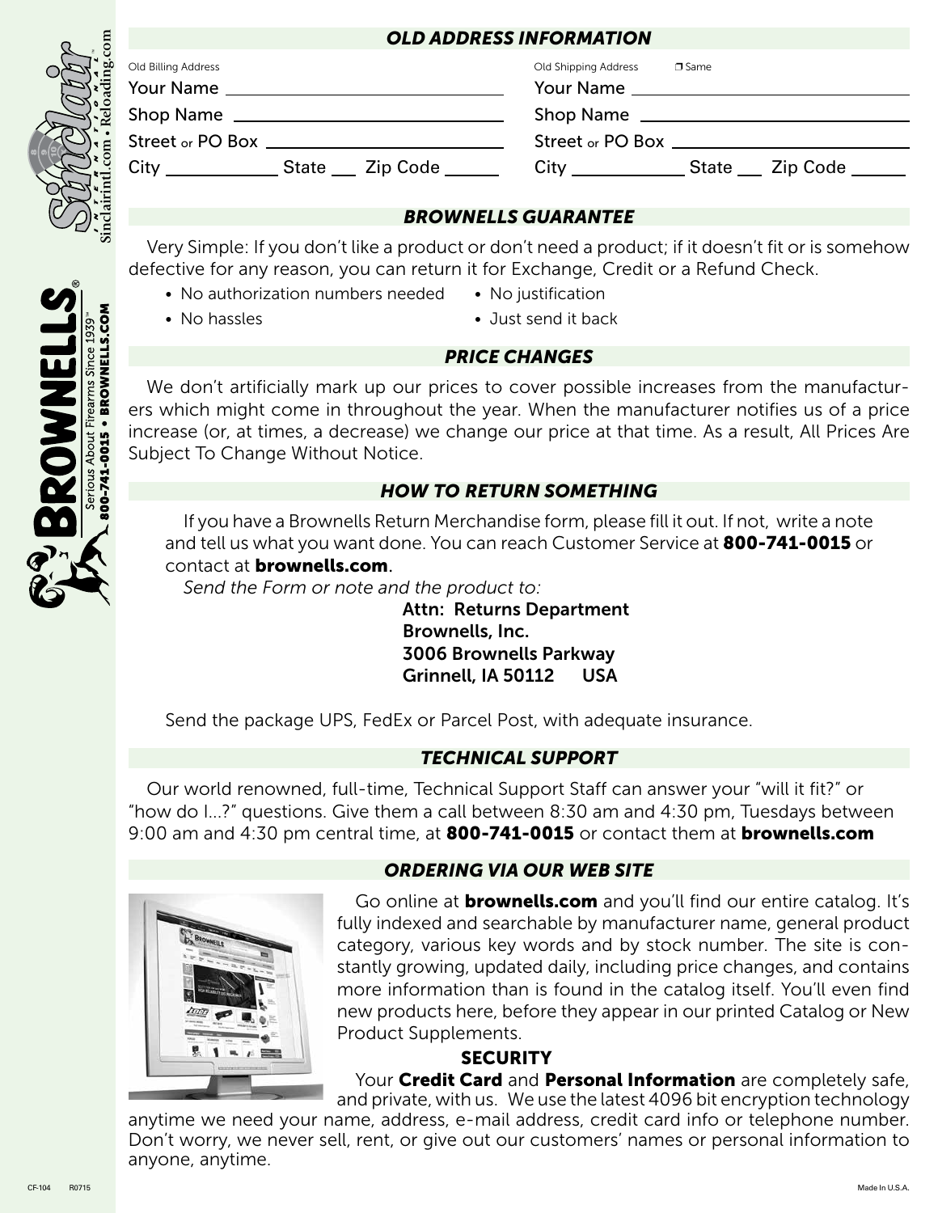## OLD ADDRESS INFORMATION

Old Billing Address

Your Name ______________________

Shop Name ______________________

Street or PO Box ______________________

City __________ State ___ Zip Code ______

Old Shipping Address ❒ Same

Your Name ______________________

Shop Name ______________________

Street or PO Box ______________________

City __________ State ___ Zip Code ______

## BROWNELLS GUARANTEE

Very Simple: If you don't like a product or don't need a product; if it doesn't fit or is somehow defective for any reason, you can return it for Exchange, Credit or a Refund Check.

- No authorization numbers needed
- No justification
- No hassles
- Just send it back

## PRICE CHANGES

We don't artificially mark up our prices to cover possible increases from the manufacturers which might come in throughout the year. When the manufacturer notifies us of a price increase (or, at times, a decrease) we change our price at that time. As a result, All Prices Are Subject To Change Without Notice.

## HOW TO RETURN SOMETHING

If you have a Brownells Return Merchandise form, please fill it out. If not, write a note and tell us what you want done. You can reach Customer Service at **800-741-0015** or contact at **brownells.com**.

*Send the Form or note and the product to:*

**Attn: Returns Department**
**Brownells, Inc.**
**3006 Brownells Parkway**
**Grinnell, IA 50112 USA**

Send the package UPS, FedEx or Parcel Post, with adequate insurance.

## TECHNICAL SUPPORT

Our world renowned, full-time, Technical Support Staff can answer your "will it fit?" or "how do I...?" questions. Give them a call between 8:30 am and 4:30 pm, Tuesdays between 9:00 am and 4:30 pm central time, at **800-741-0015** or contact them at **brownells.com**

## ORDERING VIA OUR WEB SITE

Go online at **brownells.com** and you'll find our entire catalog. It's fully indexed and searchable by manufacturer name, general product category, various key words and by stock number. The site is constantly growing, updated daily, including price changes, and contains more information than is found in the catalog itself. You'll even find new products here, before they appear in our printed Catalog or New Product Supplements.

### SECURITY

Your **Credit Card** and **Personal Information** are completely safe, and private, with us. We use the latest 4096 bit encryption technology anytime we need your name, address, e-mail address, credit card info or telephone number. Don't worry, we never sell, rent, or give out our customers' names or personal information to anyone, anytime.

CF-104 R0715

Made In U.S.A.